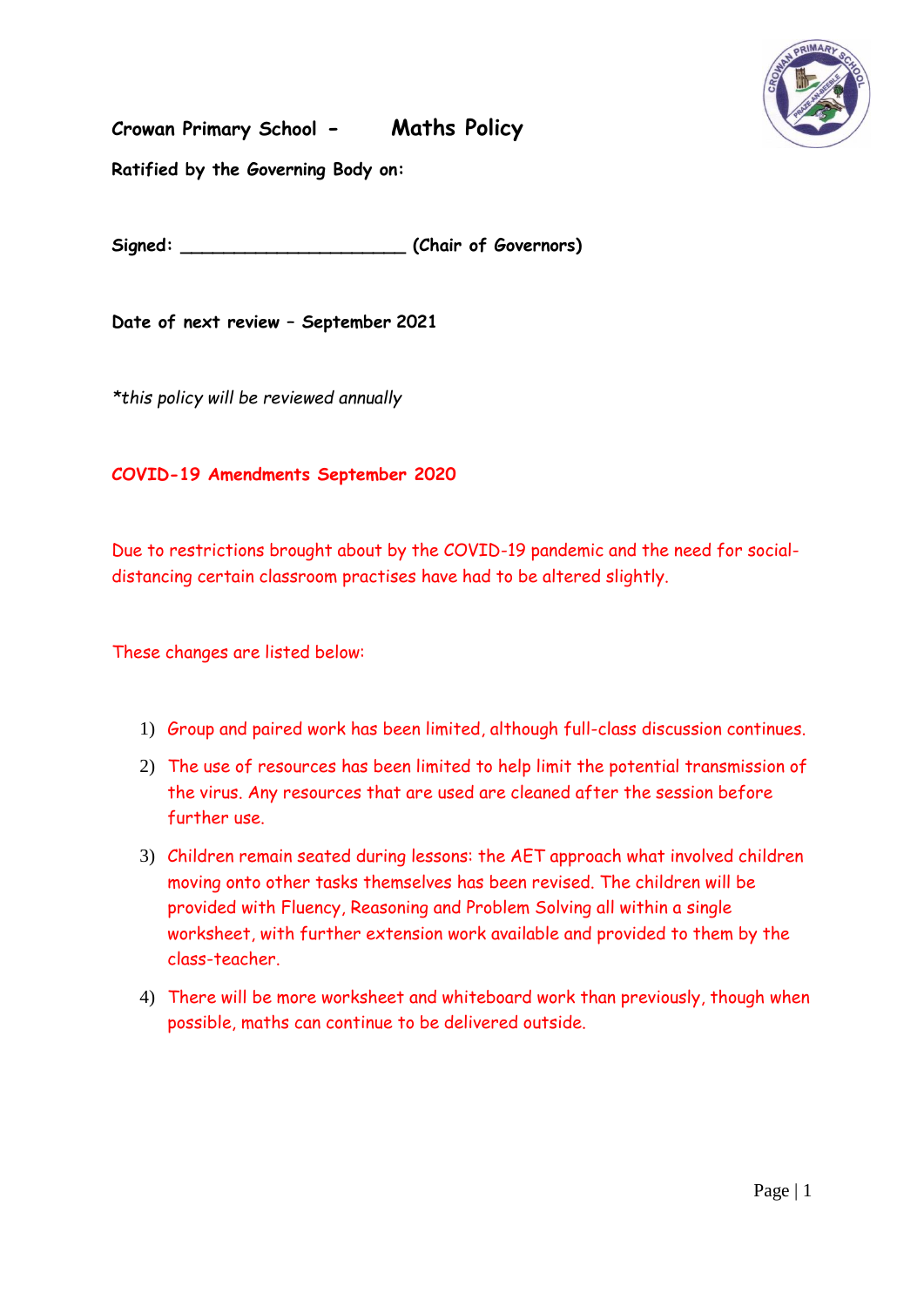# Crowan Primary School - Maths Policy

**Ratified by the Governing Body on:**

**Signed: ______________________ (Chair of Governors)**

**Date of next review – September 2021**

*\*this policy will be reviewed annually*

## COVID-19 Amendments September 2020

Due to restrictions brought about by the COVID-19 pandemic and the need for social-distancing certain classroom practises have had to be altered slightly.

These changes are listed below:

1) Group and paired work has been limited, although full-class discussion continues.
2) The use of resources has been limited to help limit the potential transmission of the virus. Any resources that are used are cleaned after the session before further use.
3) Children remain seated during lessons: the AET approach what involved children moving onto other tasks themselves has been revised. The children will be provided with Fluency, Reasoning and Problem Solving all within a single worksheet, with further extension work available and provided to them by the class-teacher.
4) There will be more worksheet and whiteboard work than previously, though when possible, maths can continue to be delivered outside.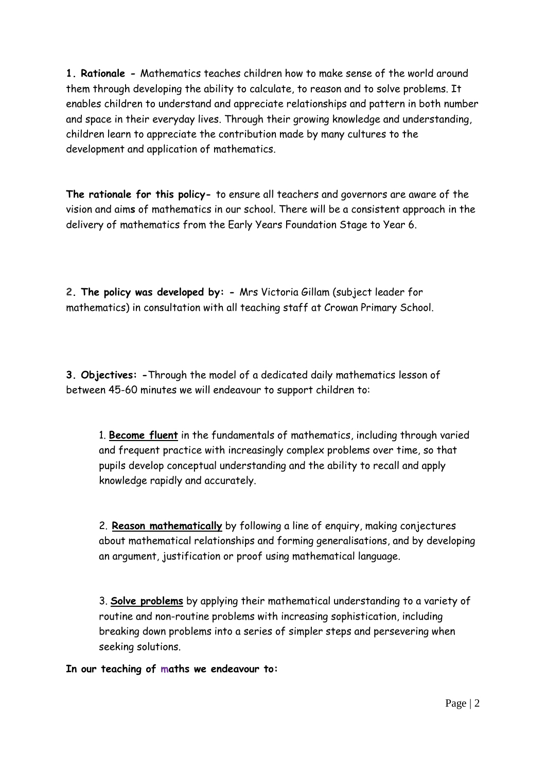**1. Rationale -** Mathematics teaches children how to make sense of the world around them through developing the ability to calculate, to reason and to solve problems. It enables children to understand and appreciate relationships and pattern in both number and space in their everyday lives. Through their growing knowledge and understanding, children learn to appreciate the contribution made by many cultures to the development and application of mathematics.

**The rationale for this policy-** to ensure all teachers and governors are aware of the vision and aims of mathematics in our school. There will be a consistent approach in the delivery of mathematics from the Early Years Foundation Stage to Year 6.

**2. The policy was developed by: -** Mrs Victoria Gillam (subject leader for mathematics) in consultation with all teaching staff at Crowan Primary School.

**3. Objectives: -**Through the model of a dedicated daily mathematics lesson of between 45-60 minutes we will endeavour to support children to:

1. **Become fluent** in the fundamentals of mathematics, including through varied and frequent practice with increasingly complex problems over time, so that pupils develop conceptual understanding and the ability to recall and apply knowledge rapidly and accurately.

2. **Reason mathematically** by following a line of enquiry, making conjectures about mathematical relationships and forming generalisations, and by developing an argument, justification or proof using mathematical language.

3. **Solve problems** by applying their mathematical understanding to a variety of routine and non-routine problems with increasing sophistication, including breaking down problems into a series of simpler steps and persevering when seeking solutions.

**In our teaching of maths we endeavour to:**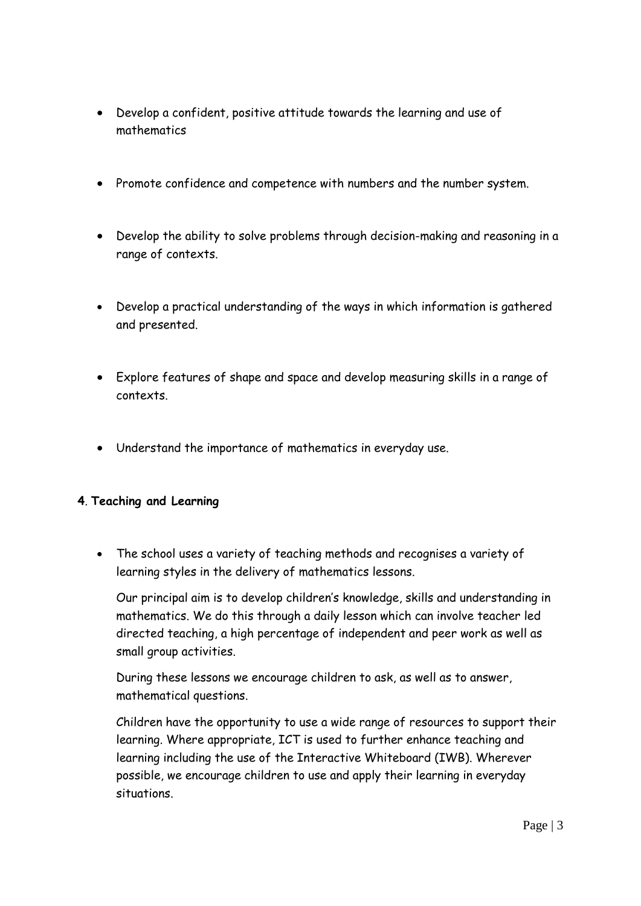- Develop a confident, positive attitude towards the learning and use of mathematics

- Promote confidence and competence with numbers and the number system.

- Develop the ability to solve problems through decision-making and reasoning in a range of contexts.

- Develop a practical understanding of the ways in which information is gathered and presented.

- Explore features of shape and space and develop measuring skills in a range of contexts.

- Understand the importance of mathematics in everyday use.

## 4. Teaching and Learning

- The school uses a variety of teaching methods and recognises a variety of learning styles in the delivery of mathematics lessons.

  Our principal aim is to develop children's knowledge, skills and understanding in mathematics. We do this through a daily lesson which can involve teacher led directed teaching, a high percentage of independent and peer work as well as small group activities.

  During these lessons we encourage children to ask, as well as to answer, mathematical questions.

  Children have the opportunity to use a wide range of resources to support their learning. Where appropriate, ICT is used to further enhance teaching and learning including the use of the Interactive Whiteboard (IWB). Wherever possible, we encourage children to use and apply their learning in everyday situations.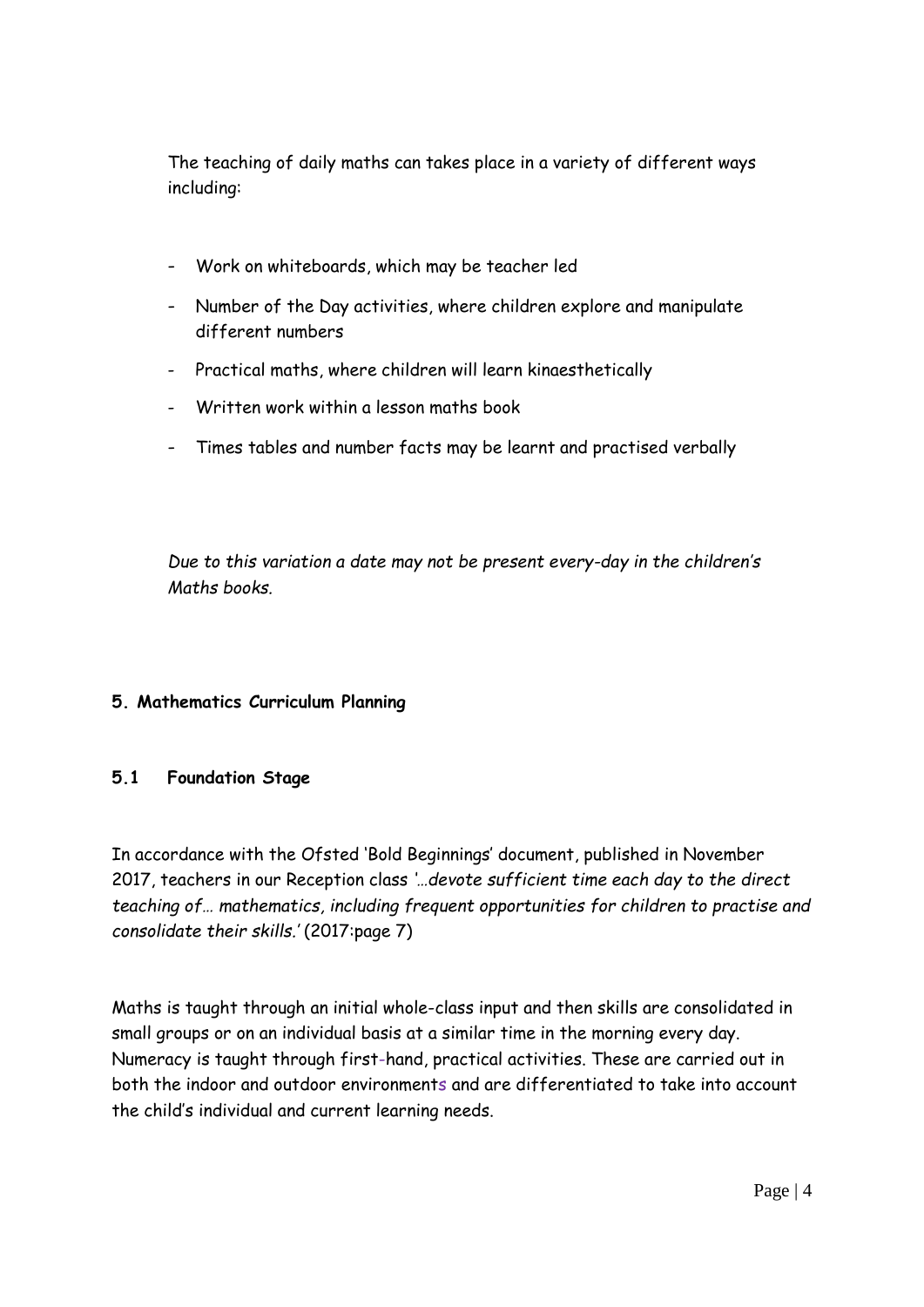The teaching of daily maths can takes place in a variety of different ways including:

- Work on whiteboards, which may be teacher led
- Number of the Day activities, where children explore and manipulate different numbers
- Practical maths, where children will learn kinaesthetically
- Written work within a lesson maths book
- Times tables and number facts may be learnt and practised verbally

*Due to this variation a date may not be present every-day in the children's Maths books.*

## 5. Mathematics Curriculum Planning

### 5.1 Foundation Stage

In accordance with the Ofsted 'Bold Beginnings' document, published in November 2017, teachers in our Reception class *'…devote sufficient time each day to the direct teaching of… mathematics, including frequent opportunities for children to practise and consolidate their skills.'* (2017:page 7)

Maths is taught through an initial whole-class input and then skills are consolidated in small groups or on an individual basis at a similar time in the morning every day. Numeracy is taught through first-hand, practical activities. These are carried out in both the indoor and outdoor environments and are differentiated to take into account the child's individual and current learning needs.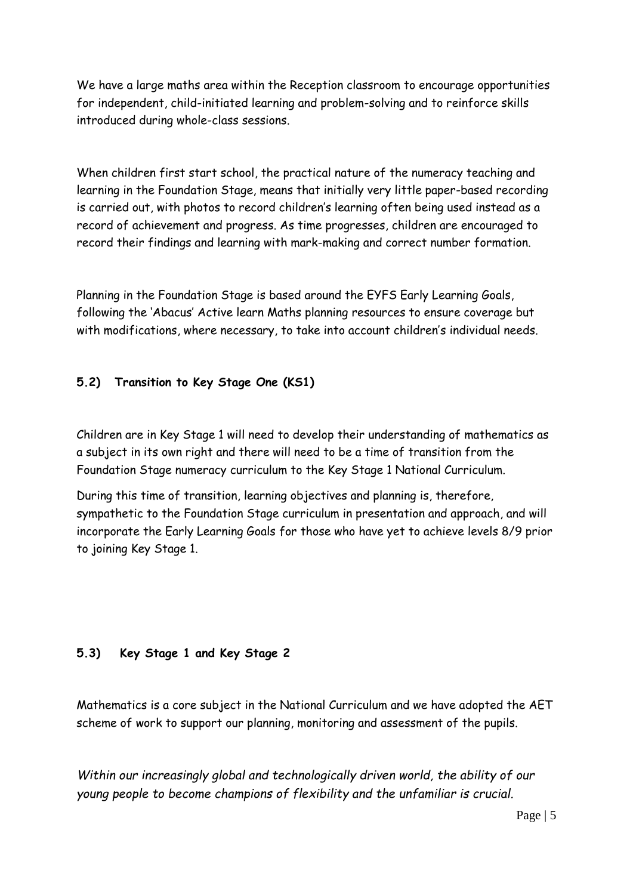We have a large maths area within the Reception classroom to encourage opportunities for independent, child-initiated learning and problem-solving and to reinforce skills introduced during whole-class sessions.

When children first start school, the practical nature of the numeracy teaching and learning in the Foundation Stage, means that initially very little paper-based recording is carried out, with photos to record children's learning often being used instead as a record of achievement and progress. As time progresses, children are encouraged to record their findings and learning with mark-making and correct number formation.

Planning in the Foundation Stage is based around the EYFS Early Learning Goals, following the 'Abacus' Active learn Maths planning resources to ensure coverage but with modifications, where necessary, to take into account children's individual needs.

### 5.2) Transition to Key Stage One (KS1)

Children are in Key Stage 1 will need to develop their understanding of mathematics as a subject in its own right and there will need to be a time of transition from the Foundation Stage numeracy curriculum to the Key Stage 1 National Curriculum.

During this time of transition, learning objectives and planning is, therefore, sympathetic to the Foundation Stage curriculum in presentation and approach, and will incorporate the Early Learning Goals for those who have yet to achieve levels 8/9 prior to joining Key Stage 1.

### 5.3) Key Stage 1 and Key Stage 2

Mathematics is a core subject in the National Curriculum and we have adopted the AET scheme of work to support our planning, monitoring and assessment of the pupils.

*Within our increasingly global and technologically driven world, the ability of our young people to become champions of flexibility and the unfamiliar is crucial.*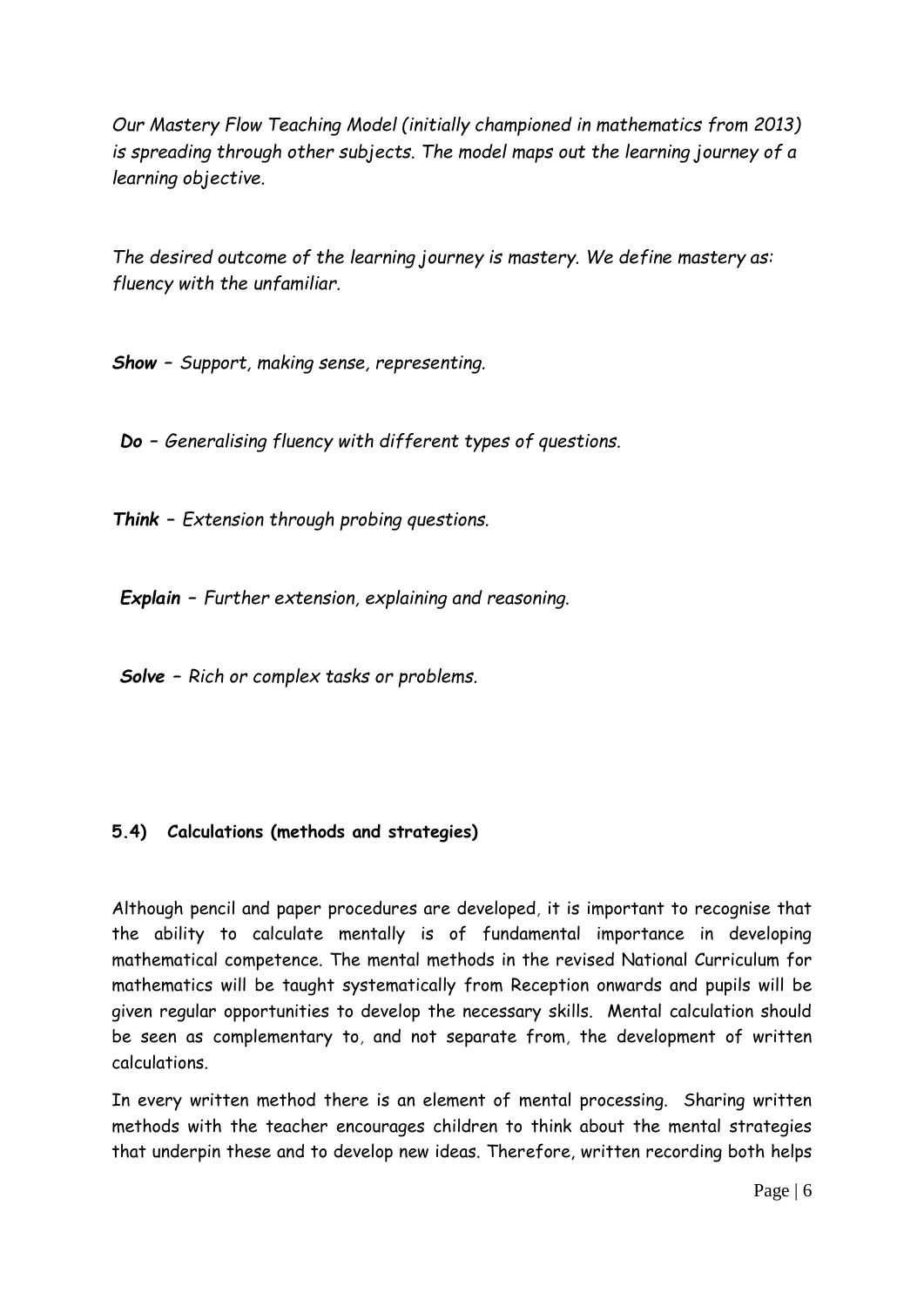*Our Mastery Flow Teaching Model (initially championed in mathematics from 2013) is spreading through other subjects. The model maps out the learning journey of a learning objective.*

*The desired outcome of the learning journey is mastery. We define mastery as: fluency with the unfamiliar.*

***Show** – Support, making sense, representing.*

***Do** – Generalising fluency with different types of questions.*

***Think** – Extension through probing questions.*

***Explain** – Further extension, explaining and reasoning.*

***Solve** – Rich or complex tasks or problems.*

### 5.4) Calculations (methods and strategies)

Although pencil and paper procedures are developed, it is important to recognise that the ability to calculate mentally is of fundamental importance in developing mathematical competence. The mental methods in the revised National Curriculum for mathematics will be taught systematically from Reception onwards and pupils will be given regular opportunities to develop the necessary skills. Mental calculation should be seen as complementary to, and not separate from, the development of written calculations.

In every written method there is an element of mental processing. Sharing written methods with the teacher encourages children to think about the mental strategies that underpin these and to develop new ideas. Therefore, written recording both helps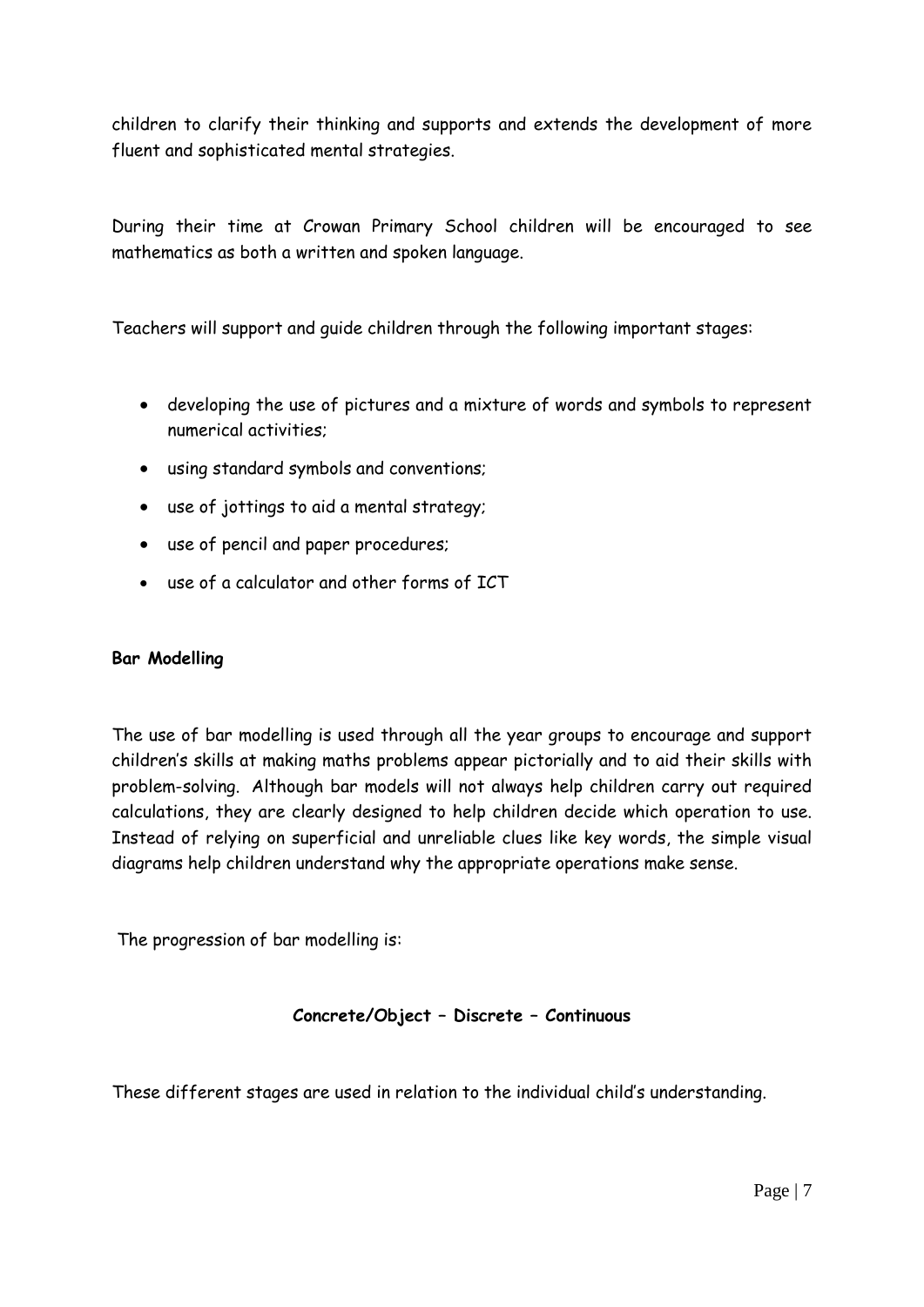children to clarify their thinking and supports and extends the development of more fluent and sophisticated mental strategies.

During their time at Crowan Primary School children will be encouraged to see mathematics as both a written and spoken language.

Teachers will support and guide children through the following important stages:

- developing the use of pictures and a mixture of words and symbols to represent numerical activities;
- using standard symbols and conventions;
- use of jottings to aid a mental strategy;
- use of pencil and paper procedures;
- use of a calculator and other forms of ICT

**Bar Modelling**

The use of bar modelling is used through all the year groups to encourage and support children's skills at making maths problems appear pictorially and to aid their skills with problem-solving. Although bar models will not always help children carry out required calculations, they are clearly designed to help children decide which operation to use. Instead of relying on superficial and unreliable clues like key words, the simple visual diagrams help children understand why the appropriate operations make sense.

The progression of bar modelling is:

**Concrete/Object – Discrete – Continuous**

These different stages are used in relation to the individual child's understanding.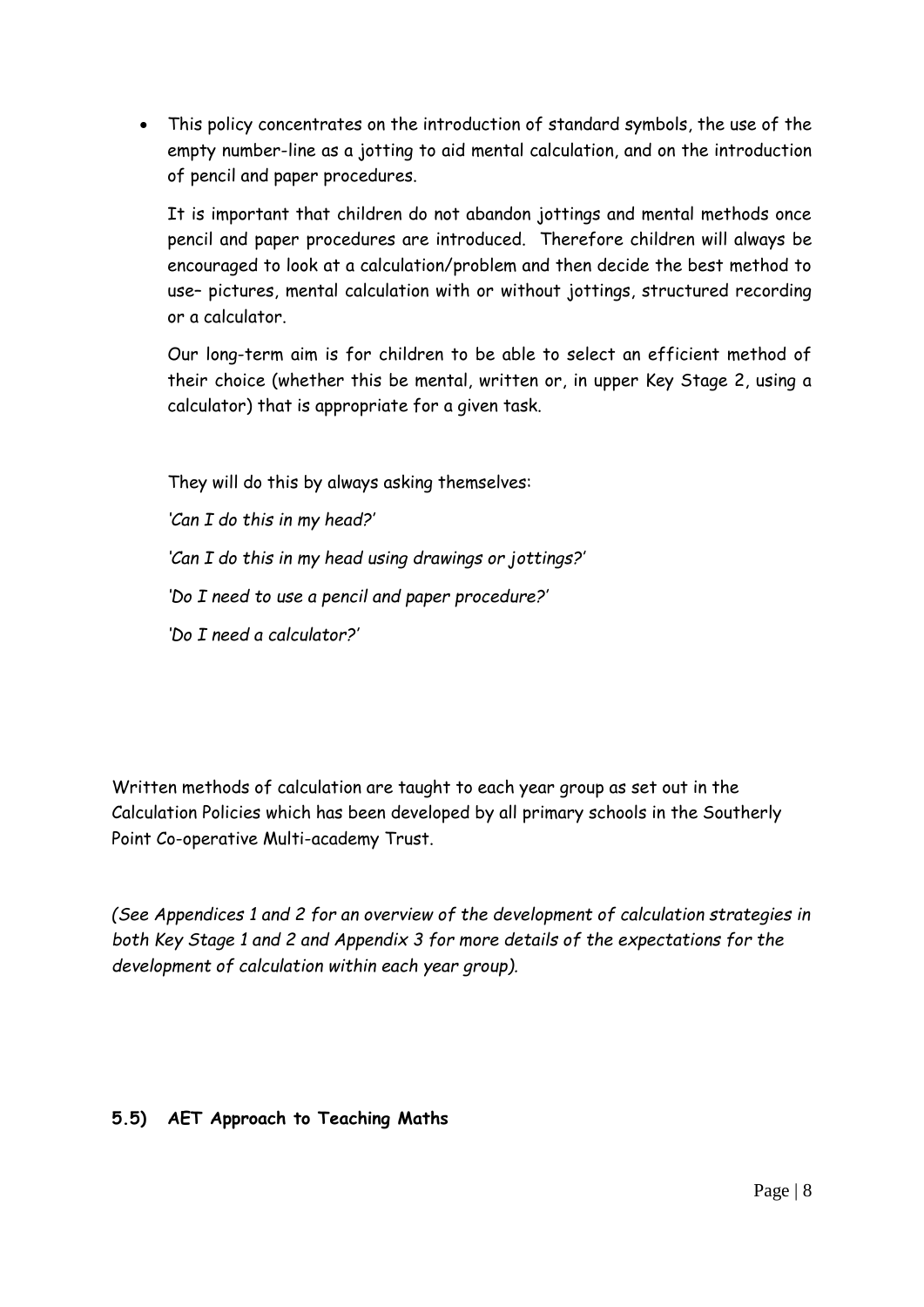- This policy concentrates on the introduction of standard symbols, the use of the empty number-line as a jotting to aid mental calculation, and on the introduction of pencil and paper procedures.

  It is important that children do not abandon jottings and mental methods once pencil and paper procedures are introduced. Therefore children will always be encouraged to look at a calculation/problem and then decide the best method to use– pictures, mental calculation with or without jottings, structured recording or a calculator.

  Our long-term aim is for children to be able to select an efficient method of their choice (whether this be mental, written or, in upper Key Stage 2, using a calculator) that is appropriate for a given task.

  They will do this by always asking themselves:

  *'Can I do this in my head?'*

  *'Can I do this in my head using drawings or jottings?'*

  *'Do I need to use a pencil and paper procedure?'*

  *'Do I need a calculator?'*

Written methods of calculation are taught to each year group as set out in the Calculation Policies which has been developed by all primary schools in the Southerly Point Co-operative Multi-academy Trust.

*(See Appendices 1 and 2 for an overview of the development of calculation strategies in both Key Stage 1 and 2 and Appendix 3 for more details of the expectations for the development of calculation within each year group).*

**5.5) AET Approach to Teaching Maths**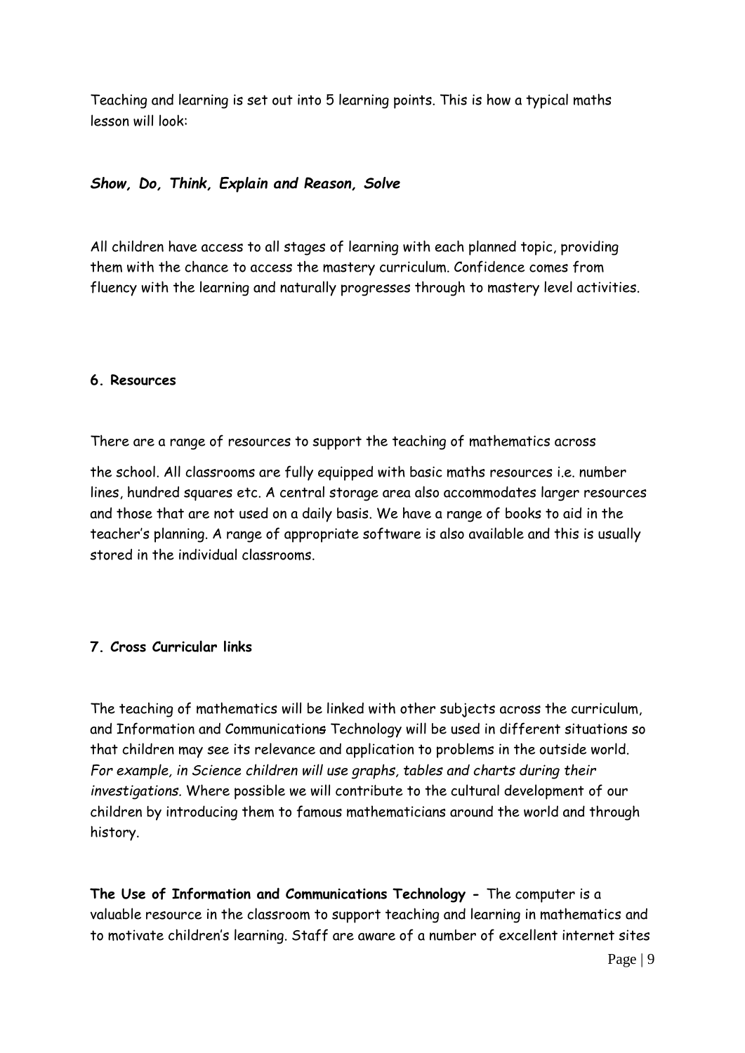Teaching and learning is set out into 5 learning points. This is how a typical maths lesson will look:

***Show, Do, Think, Explain and Reason, Solve***

All children have access to all stages of learning with each planned topic, providing them with the chance to access the mastery curriculum. Confidence comes from fluency with the learning and naturally progresses through to mastery level activities.

## 6. Resources

There are a range of resources to support the teaching of mathematics across

the school. All classrooms are fully equipped with basic maths resources i.e. number lines, hundred squares etc. A central storage area also accommodates larger resources and those that are not used on a daily basis. We have a range of books to aid in the teacher's planning. A range of appropriate software is also available and this is usually stored in the individual classrooms.

## 7. Cross Curricular links

The teaching of mathematics will be linked with other subjects across the curriculum, and Information and Communications Technology will be used in different situations so that children may see its relevance and application to problems in the outside world. *For example, in Science children will use graphs, tables and charts during their investigations.* Where possible we will contribute to the cultural development of our children by introducing them to famous mathematicians around the world and through history.

**The Use of Information and Communications Technology -** The computer is a valuable resource in the classroom to support teaching and learning in mathematics and to motivate children's learning. Staff are aware of a number of excellent internet sites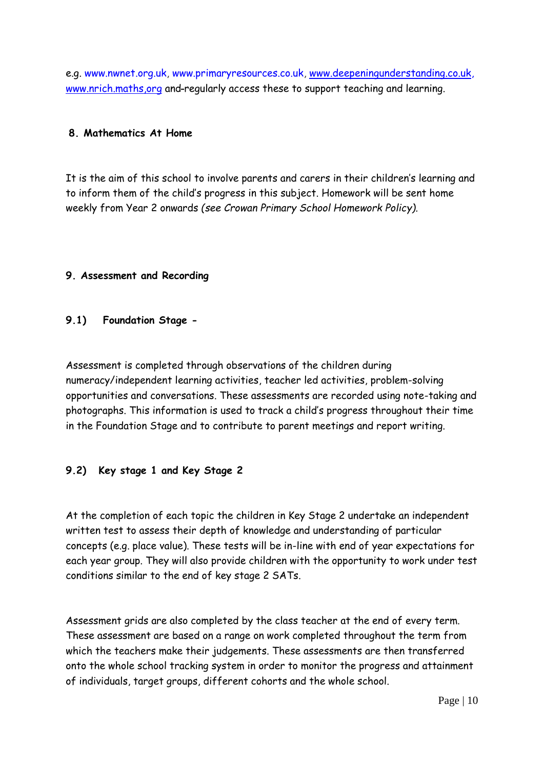e.g. www.nwnet.org.uk, www.primaryresources.co.uk, www.deepeningunderstanding.co.uk, www.nrich.maths,org and-regularly access these to support teaching and learning.

## 8. Mathematics At Home

It is the aim of this school to involve parents and carers in their children's learning and to inform them of the child's progress in this subject. Homework will be sent home weekly from Year 2 onwards *(see Crowan Primary School Homework Policy).*

## 9. Assessment and Recording

### 9.1) Foundation Stage -

Assessment is completed through observations of the children during numeracy/independent learning activities, teacher led activities, problem-solving opportunities and conversations. These assessments are recorded using note-taking and photographs. This information is used to track a child's progress throughout their time in the Foundation Stage and to contribute to parent meetings and report writing.

### 9.2) Key stage 1 and Key Stage 2

At the completion of each topic the children in Key Stage 2 undertake an independent written test to assess their depth of knowledge and understanding of particular concepts (e.g. place value). These tests will be in-line with end of year expectations for each year group. They will also provide children with the opportunity to work under test conditions similar to the end of key stage 2 SATs.

Assessment grids are also completed by the class teacher at the end of every term. These assessment are based on a range on work completed throughout the term from which the teachers make their judgements. These assessments are then transferred onto the whole school tracking system in order to monitor the progress and attainment of individuals, target groups, different cohorts and the whole school.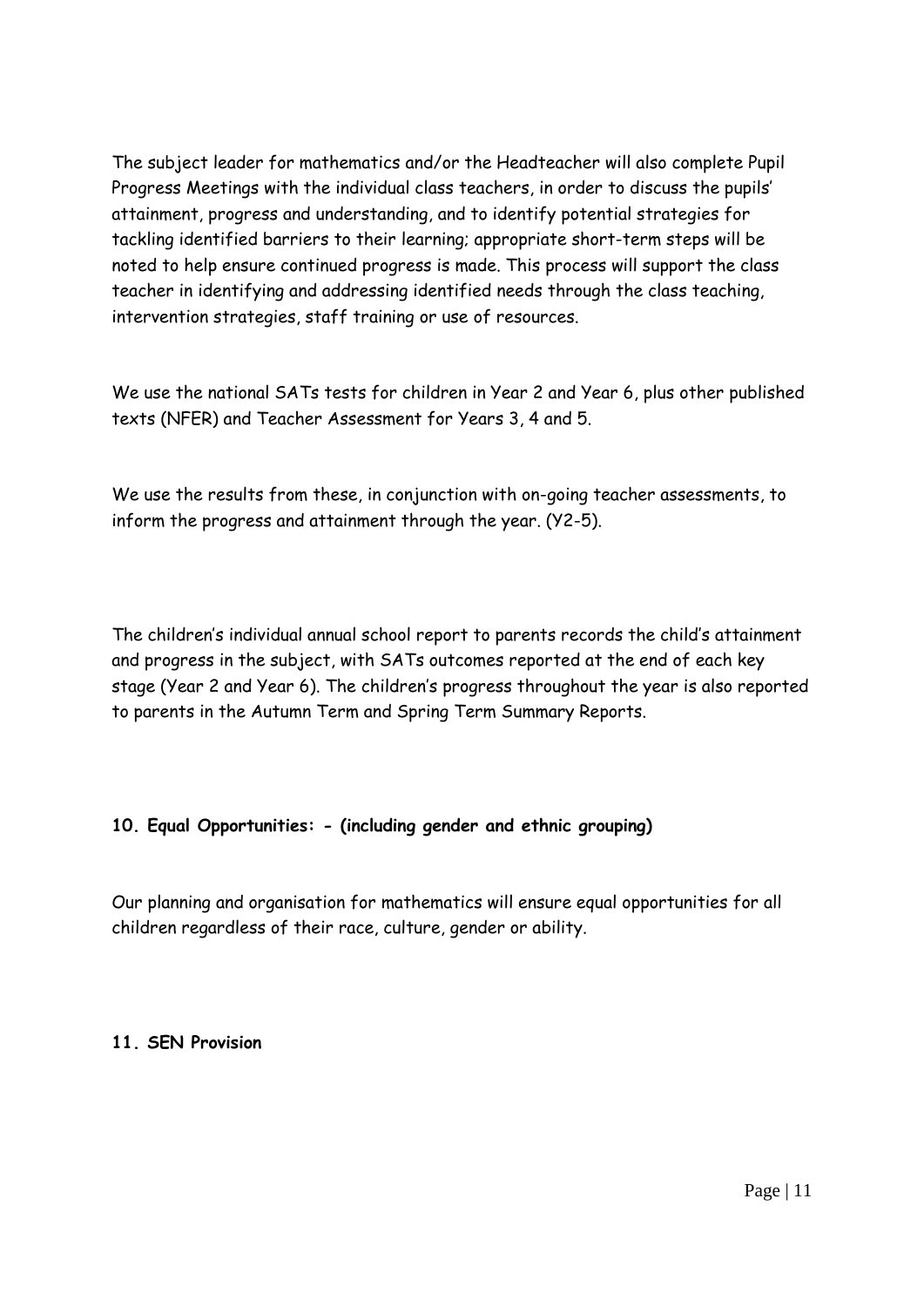The subject leader for mathematics and/or the Headteacher will also complete Pupil Progress Meetings with the individual class teachers, in order to discuss the pupils' attainment, progress and understanding, and to identify potential strategies for tackling identified barriers to their learning; appropriate short-term steps will be noted to help ensure continued progress is made. This process will support the class teacher in identifying and addressing identified needs through the class teaching, intervention strategies, staff training or use of resources.

We use the national SATs tests for children in Year 2 and Year 6, plus other published texts (NFER) and Teacher Assessment for Years 3, 4 and 5.

We use the results from these, in conjunction with on-going teacher assessments, to inform the progress and attainment through the year. (Y2-5).

The children's individual annual school report to parents records the child's attainment and progress in the subject, with SATs outcomes reported at the end of each key stage (Year 2 and Year 6). The children's progress throughout the year is also reported to parents in the Autumn Term and Spring Term Summary Reports.

**10. Equal Opportunities: - (including gender and ethnic grouping)**

Our planning and organisation for mathematics will ensure equal opportunities for all children regardless of their race, culture, gender or ability.

**11. SEN Provision**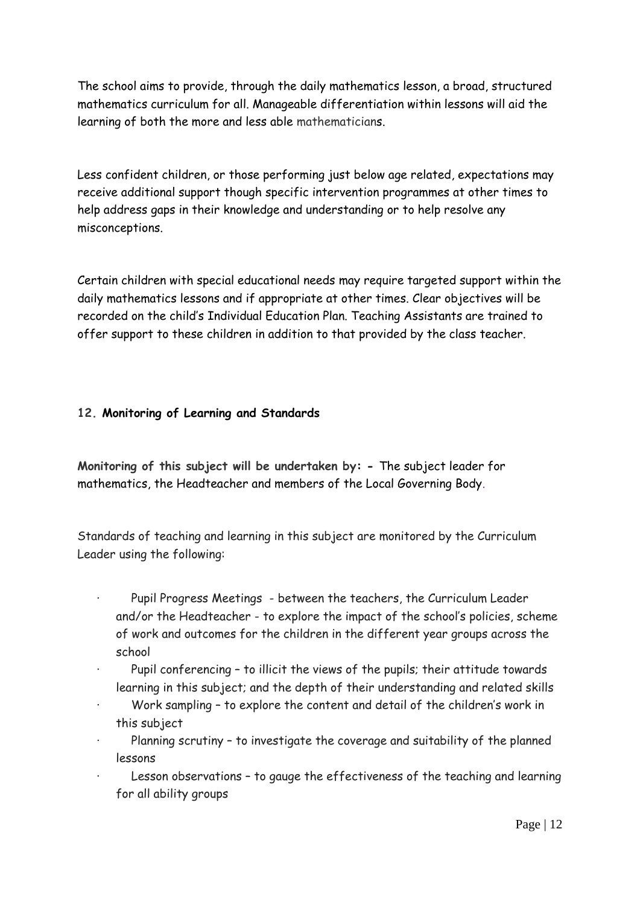The school aims to provide, through the daily mathematics lesson, a broad, structured mathematics curriculum for all. Manageable differentiation within lessons will aid the learning of both the more and less able mathematicians.

Less confident children, or those performing just below age related, expectations may receive additional support though specific intervention programmes at other times to help address gaps in their knowledge and understanding or to help resolve any misconceptions.

Certain children with special educational needs may require targeted support within the daily mathematics lessons and if appropriate at other times. Clear objectives will be recorded on the child's Individual Education Plan. Teaching Assistants are trained to offer support to these children in addition to that provided by the class teacher.

## 12. Monitoring of Learning and Standards

**Monitoring of this subject will be undertaken by: -** The subject leader for mathematics, the Headteacher and members of the Local Governing Body.

Standards of teaching and learning in this subject are monitored by the Curriculum Leader using the following:

- Pupil Progress Meetings - between the teachers, the Curriculum Leader and/or the Headteacher - to explore the impact of the school's policies, scheme of work and outcomes for the children in the different year groups across the school
- Pupil conferencing – to illicit the views of the pupils; their attitude towards learning in this subject; and the depth of their understanding and related skills
- Work sampling – to explore the content and detail of the children's work in this subject
- Planning scrutiny – to investigate the coverage and suitability of the planned lessons
- Lesson observations – to gauge the effectiveness of the teaching and learning for all ability groups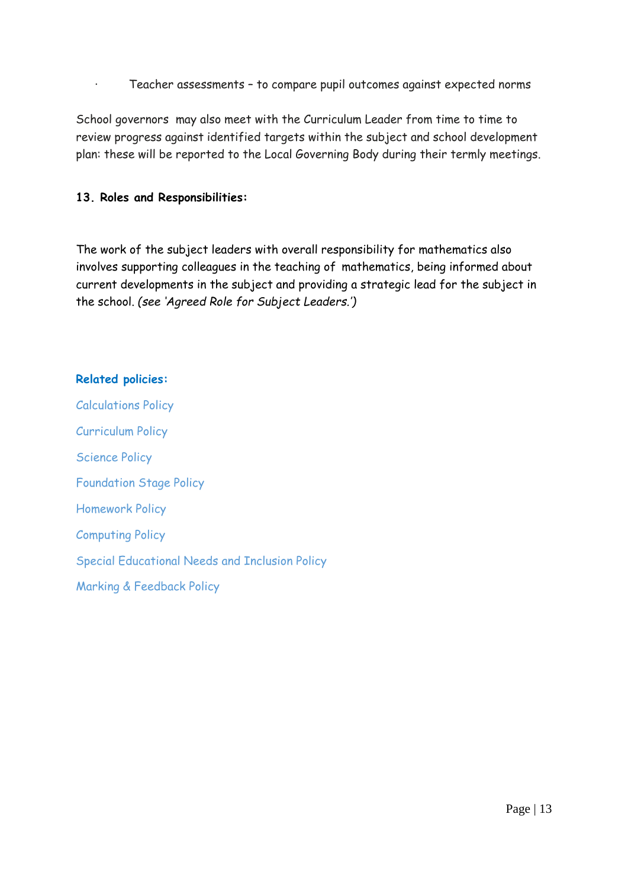- Teacher assessments – to compare pupil outcomes against expected norms

School governors may also meet with the Curriculum Leader from time to time to review progress against identified targets within the subject and school development plan: these will be reported to the Local Governing Body during their termly meetings.

## 13. Roles and Responsibilities:

The work of the subject leaders with overall responsibility for mathematics also involves supporting colleagues in the teaching of mathematics, being informed about current developments in the subject and providing a strategic lead for the subject in the school. *(see 'Agreed Role for Subject Leaders.')*

**Related policies:**

Calculations Policy

Curriculum Policy

Science Policy

Foundation Stage Policy

Homework Policy

Computing Policy

Special Educational Needs and Inclusion Policy

Marking & Feedback Policy